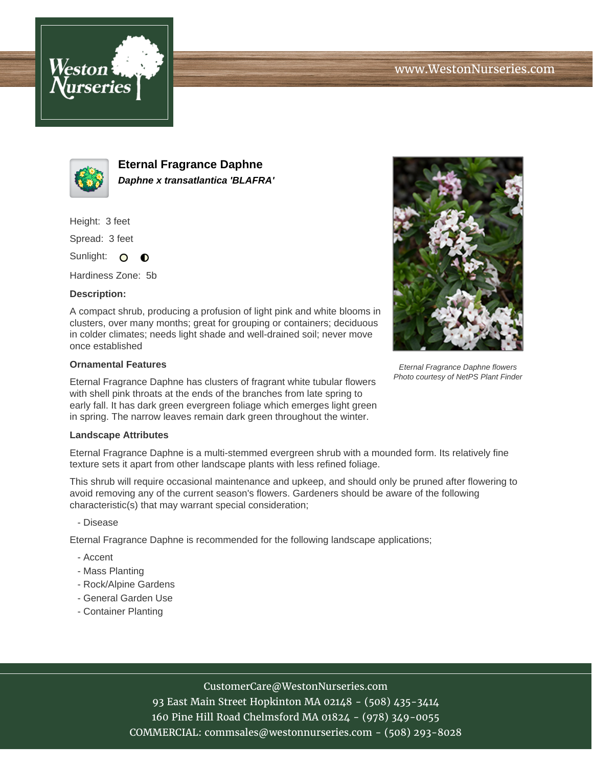www.WestonNurseries.com

# Eternal Fragrance Daphne

***Daphne x transatlantica 'BLAFRA'***

Height: 3 feet

Spread: 3 feet

Sunlight:

Hardiness Zone: 5b

**Description:**

A compact shrub, producing a profusion of light pink and white blooms in clusters, over many months; great for grouping or containers; deciduous in colder climates; needs light shade and well-drained soil; never move once established

*Eternal Fragrance Daphne flowers*
*Photo courtesy of NetPS Plant Finder*

### Ornamental Features

Eternal Fragrance Daphne has clusters of fragrant white tubular flowers with shell pink throats at the ends of the branches from late spring to early fall. It has dark green evergreen foliage which emerges light green in spring. The narrow leaves remain dark green throughout the winter.

### Landscape Attributes

Eternal Fragrance Daphne is a multi-stemmed evergreen shrub with a mounded form. Its relatively fine texture sets it apart from other landscape plants with less refined foliage.

This shrub will require occasional maintenance and upkeep, and should only be pruned after flowering to avoid removing any of the current season's flowers. Gardeners should be aware of the following characteristic(s) that may warrant special consideration;

- Disease

Eternal Fragrance Daphne is recommended for the following landscape applications;

- Accent
- Mass Planting
- Rock/Alpine Gardens
- General Garden Use
- Container Planting

CustomerCare@WestonNurseries.com
93 East Main Street Hopkinton MA 02148 - (508) 435-3414
160 Pine Hill Road Chelmsford MA 01824 - (978) 349-0055
COMMERCIAL: commsales@westonnurseries.com - (508) 293-8028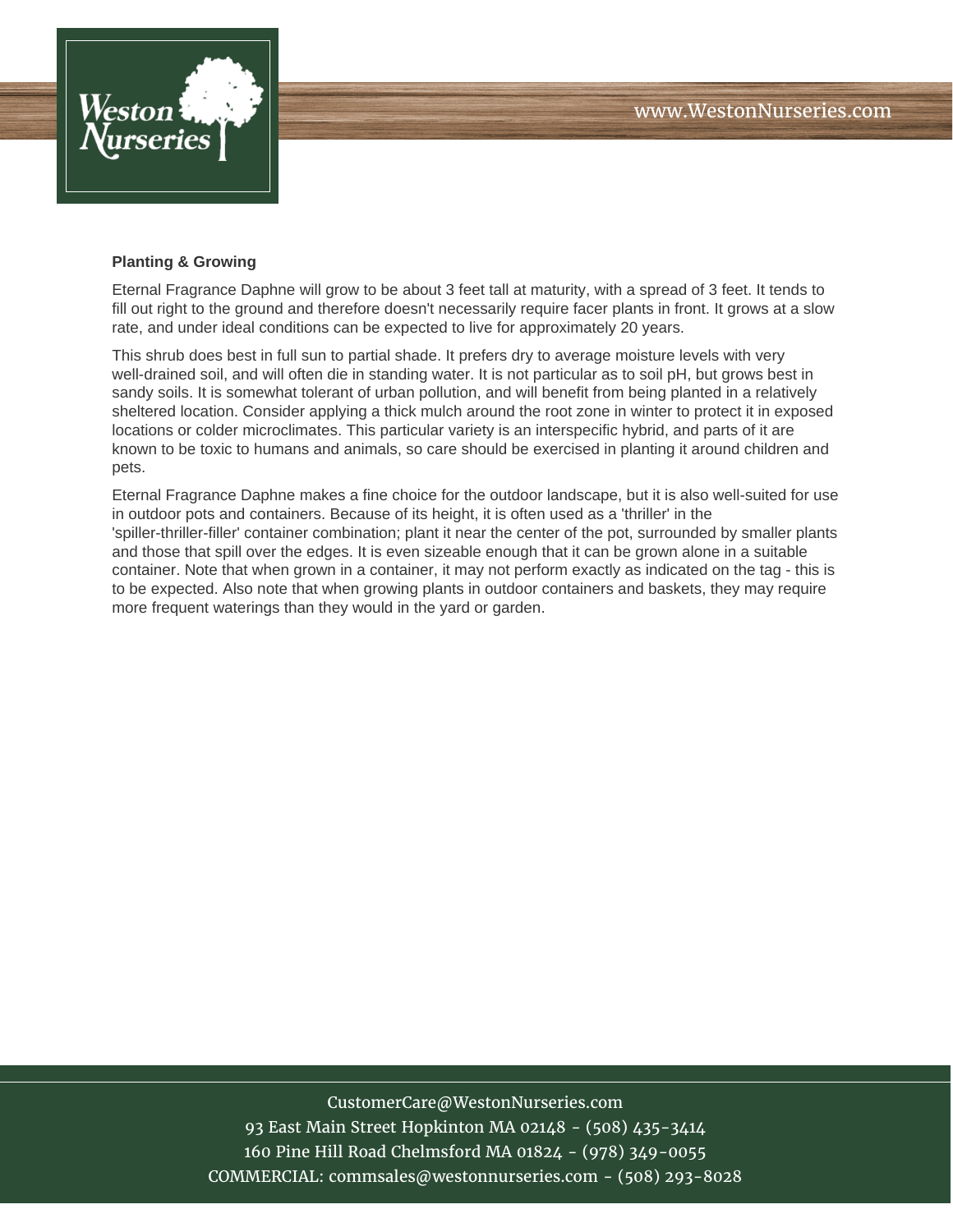## Planting & Growing

Eternal Fragrance Daphne will grow to be about 3 feet tall at maturity, with a spread of 3 feet. It tends to fill out right to the ground and therefore doesn't necessarily require facer plants in front. It grows at a slow rate, and under ideal conditions can be expected to live for approximately 20 years.

This shrub does best in full sun to partial shade. It prefers dry to average moisture levels with very well-drained soil, and will often die in standing water. It is not particular as to soil pH, but grows best in sandy soils. It is somewhat tolerant of urban pollution, and will benefit from being planted in a relatively sheltered location. Consider applying a thick mulch around the root zone in winter to protect it in exposed locations or colder microclimates. This particular variety is an interspecific hybrid, and parts of it are known to be toxic to humans and animals, so care should be exercised in planting it around children and pets.

Eternal Fragrance Daphne makes a fine choice for the outdoor landscape, but it is also well-suited for use in outdoor pots and containers. Because of its height, it is often used as a 'thriller' in the 'spiller-thriller-filler' container combination; plant it near the center of the pot, surrounded by smaller plants and those that spill over the edges. It is even sizeable enough that it can be grown alone in a suitable container. Note that when grown in a container, it may not perform exactly as indicated on the tag - this is to be expected. Also note that when growing plants in outdoor containers and baskets, they may require more frequent waterings than they would in the yard or garden.